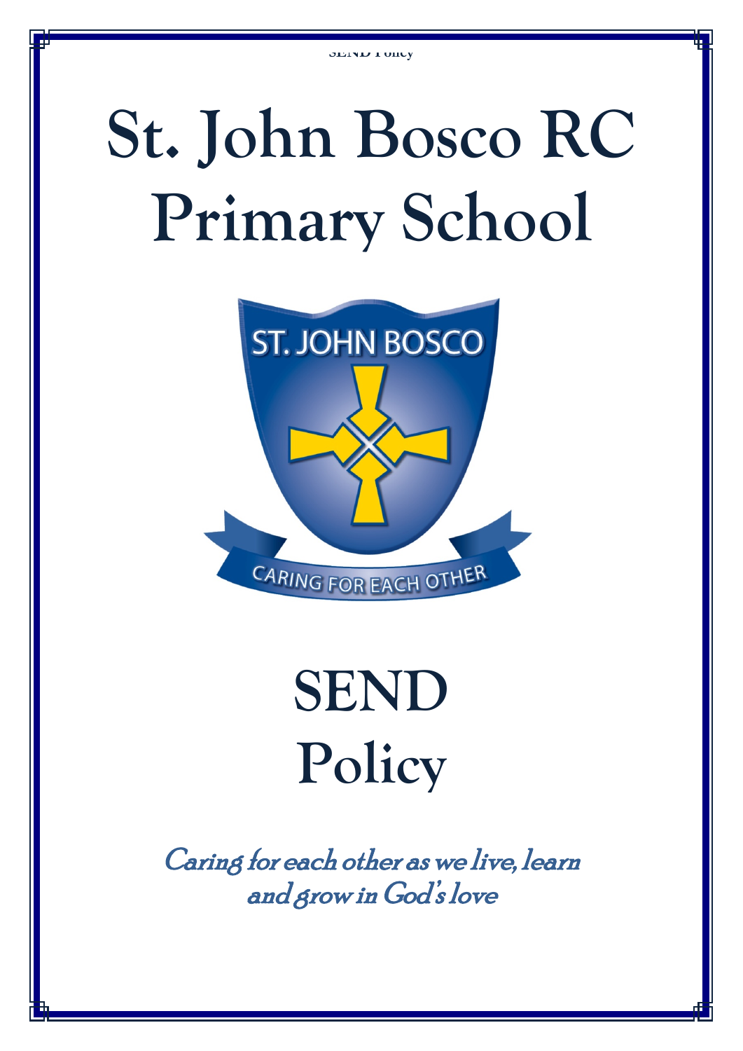# St. John Bosco RC Primary School

ST. JOHN BOSCO

CARING FOR EACH OTHER

# SEND Policy

*Caring for each other as we live, learn and grow in God's love*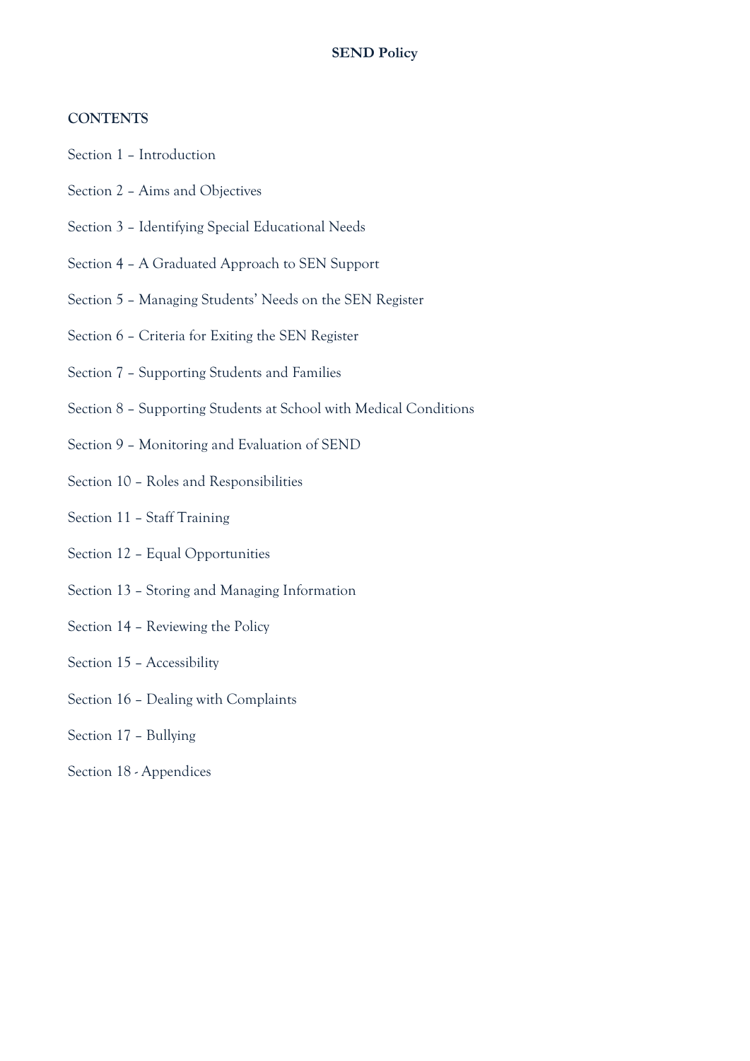**SEND Policy**

**CONTENTS**

Section 1 – Introduction

Section 2 – Aims and Objectives

Section 3 – Identifying Special Educational Needs

Section 4 – A Graduated Approach to SEN Support

Section 5 – Managing Students' Needs on the SEN Register

Section 6 – Criteria for Exiting the SEN Register

Section 7 – Supporting Students and Families

Section 8 – Supporting Students at School with Medical Conditions

Section 9 – Monitoring and Evaluation of SEND

Section 10 – Roles and Responsibilities

Section 11 – Staff Training

Section 12 – Equal Opportunities

Section 13 – Storing and Managing Information

Section 14 – Reviewing the Policy

Section 15 – Accessibility

Section 16 – Dealing with Complaints

Section 17 – Bullying

Section 18 - Appendices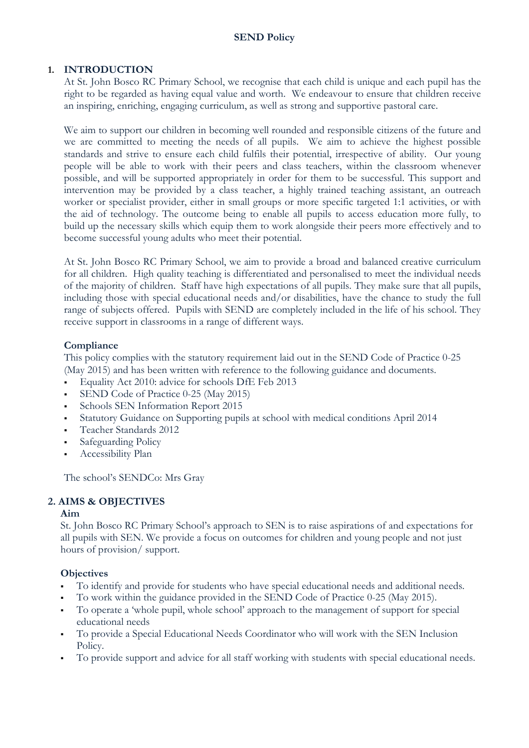**SEND Policy**

## 1. INTRODUCTION

At St. John Bosco RC Primary School, we recognise that each child is unique and each pupil has the right to be regarded as having equal value and worth. We endeavour to ensure that children receive an inspiring, enriching, engaging curriculum, as well as strong and supportive pastoral care.

We aim to support our children in becoming well rounded and responsible citizens of the future and we are committed to meeting the needs of all pupils. We aim to achieve the highest possible standards and strive to ensure each child fulfils their potential, irrespective of ability. Our young people will be able to work with their peers and class teachers, within the classroom whenever possible, and will be supported appropriately in order for them to be successful. This support and intervention may be provided by a class teacher, a highly trained teaching assistant, an outreach worker or specialist provider, either in small groups or more specific targeted 1:1 activities, or with the aid of technology. The outcome being to enable all pupils to access education more fully, to build up the necessary skills which equip them to work alongside their peers more effectively and to become successful young adults who meet their potential.

At St. John Bosco RC Primary School, we aim to provide a broad and balanced creative curriculum for all children. High quality teaching is differentiated and personalised to meet the individual needs of the majority of children. Staff have high expectations of all pupils. They make sure that all pupils, including those with special educational needs and/or disabilities, have the chance to study the full range of subjects offered. Pupils with SEND are completely included in the life of his school. They receive support in classrooms in a range of different ways.

### Compliance

This policy complies with the statutory requirement laid out in the SEND Code of Practice 0-25 (May 2015) and has been written with reference to the following guidance and documents.

- Equality Act 2010: advice for schools DfE Feb 2013
- SEND Code of Practice 0-25 (May 2015)
- Schools SEN Information Report 2015
- Statutory Guidance on Supporting pupils at school with medical conditions April 2014
- Teacher Standards 2012
- Safeguarding Policy
- Accessibility Plan

The school's SENDCo: Mrs Gray

## 2. AIMS & OBJECTIVES

### Aim

St. John Bosco RC Primary School's approach to SEN is to raise aspirations of and expectations for all pupils with SEN. We provide a focus on outcomes for children and young people and not just hours of provision/ support.

### Objectives

- To identify and provide for students who have special educational needs and additional needs.
- To work within the guidance provided in the SEND Code of Practice 0-25 (May 2015).
- To operate a 'whole pupil, whole school' approach to the management of support for special educational needs
- To provide a Special Educational Needs Coordinator who will work with the SEN Inclusion Policy.
- To provide support and advice for all staff working with students with special educational needs.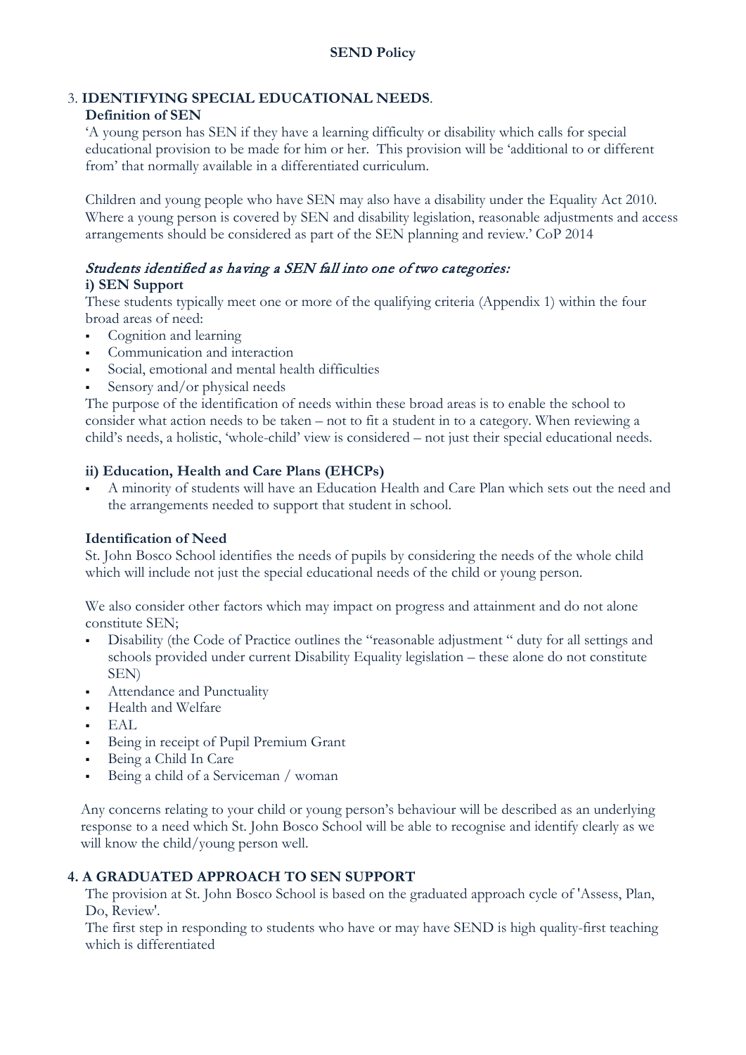## 3. IDENTIFYING SPECIAL EDUCATIONAL NEEDS.

**Definition of SEN**

'A young person has SEN if they have a learning difficulty or disability which calls for special educational provision to be made for him or her. This provision will be 'additional to or different from' that normally available in a differentiated curriculum.

Children and young people who have SEN may also have a disability under the Equality Act 2010. Where a young person is covered by SEN and disability legislation, reasonable adjustments and access arrangements should be considered as part of the SEN planning and review.' CoP 2014

*Students identified as having a SEN fall into one of two categories:*

**i) SEN Support**

These students typically meet one or more of the qualifying criteria (Appendix 1) within the four broad areas of need:

- Cognition and learning
- Communication and interaction
- Social, emotional and mental health difficulties
- Sensory and/or physical needs

The purpose of the identification of needs within these broad areas is to enable the school to consider what action needs to be taken – not to fit a student in to a category. When reviewing a child's needs, a holistic, 'whole-child' view is considered – not just their special educational needs.

**ii) Education, Health and Care Plans (EHCPs)**

- A minority of students will have an Education Health and Care Plan which sets out the need and the arrangements needed to support that student in school.

**Identification of Need**

St. John Bosco School identifies the needs of pupils by considering the needs of the whole child which will include not just the special educational needs of the child or young person.

We also consider other factors which may impact on progress and attainment and do not alone constitute SEN;

- Disability (the Code of Practice outlines the "reasonable adjustment " duty for all settings and schools provided under current Disability Equality legislation – these alone do not constitute SEN)
- Attendance and Punctuality
- Health and Welfare
- EAL
- Being in receipt of Pupil Premium Grant
- Being a Child In Care
- Being a child of a Serviceman / woman

Any concerns relating to your child or young person's behaviour will be described as an underlying response to a need which St. John Bosco School will be able to recognise and identify clearly as we will know the child/young person well.

## 4. A GRADUATED APPROACH TO SEN SUPPORT

The provision at St. John Bosco School is based on the graduated approach cycle of 'Assess, Plan, Do, Review'.

The first step in responding to students who have or may have SEND is high quality-first teaching which is differentiated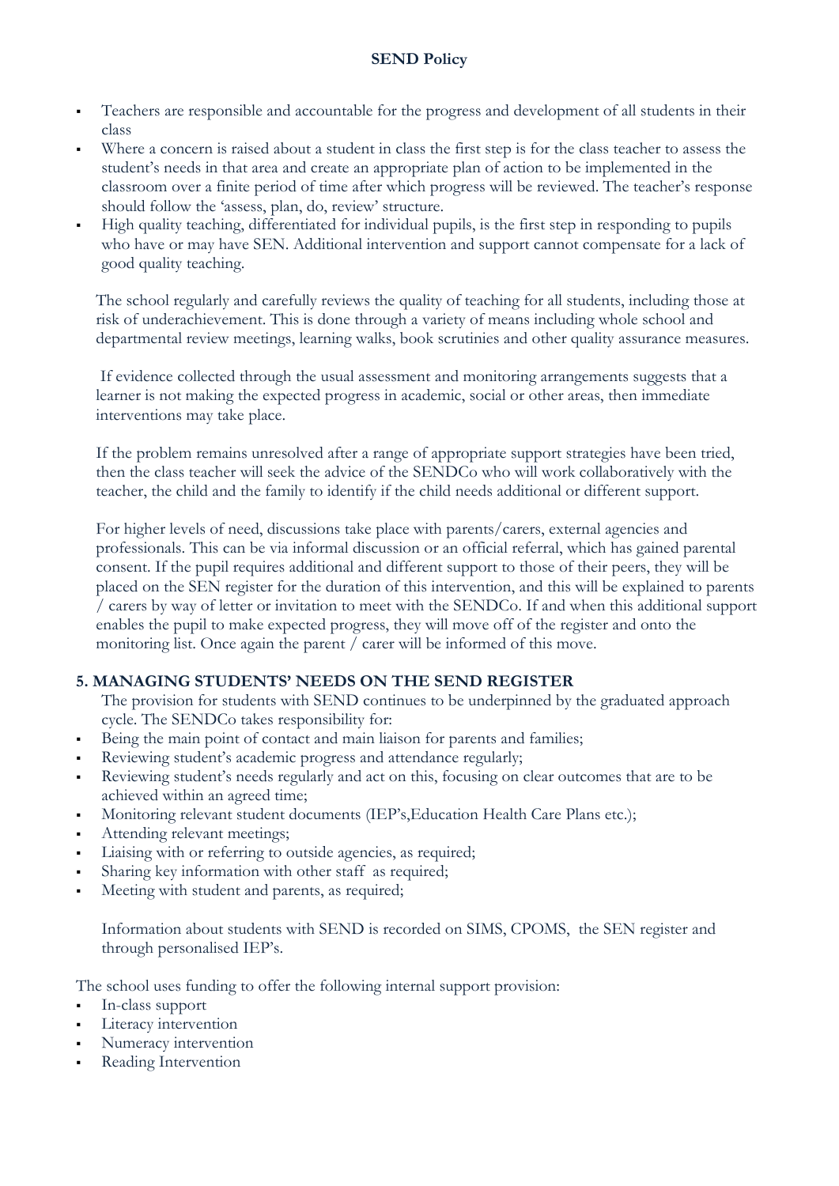- Teachers are responsible and accountable for the progress and development of all students in their class
- Where a concern is raised about a student in class the first step is for the class teacher to assess the student's needs in that area and create an appropriate plan of action to be implemented in the classroom over a finite period of time after which progress will be reviewed. The teacher's response should follow the 'assess, plan, do, review' structure.
- High quality teaching, differentiated for individual pupils, is the first step in responding to pupils who have or may have SEN. Additional intervention and support cannot compensate for a lack of good quality teaching.

The school regularly and carefully reviews the quality of teaching for all students, including those at risk of underachievement. This is done through a variety of means including whole school and departmental review meetings, learning walks, book scrutinies and other quality assurance measures.

If evidence collected through the usual assessment and monitoring arrangements suggests that a learner is not making the expected progress in academic, social or other areas, then immediate interventions may take place.

If the problem remains unresolved after a range of appropriate support strategies have been tried, then the class teacher will seek the advice of the SENDCo who will work collaboratively with the teacher, the child and the family to identify if the child needs additional or different support.

For higher levels of need, discussions take place with parents/carers, external agencies and professionals. This can be via informal discussion or an official referral, which has gained parental consent. If the pupil requires additional and different support to those of their peers, they will be placed on the SEN register for the duration of this intervention, and this will be explained to parents / carers by way of letter or invitation to meet with the SENDCo. If and when this additional support enables the pupil to make expected progress, they will move off of the register and onto the monitoring list. Once again the parent / carer will be informed of this move.

## 5. MANAGING STUDENTS' NEEDS ON THE SEND REGISTER

The provision for students with SEND continues to be underpinned by the graduated approach cycle. The SENDCo takes responsibility for:

- Being the main point of contact and main liaison for parents and families;
- Reviewing student's academic progress and attendance regularly;
- Reviewing student's needs regularly and act on this, focusing on clear outcomes that are to be achieved within an agreed time;
- Monitoring relevant student documents (IEP's,Education Health Care Plans etc.);
- Attending relevant meetings;
- Liaising with or referring to outside agencies, as required;
- Sharing key information with other staff as required;
- Meeting with student and parents, as required;

Information about students with SEND is recorded on SIMS, CPOMS, the SEN register and through personalised IEP's.

The school uses funding to offer the following internal support provision:

- In-class support
- Literacy intervention
- Numeracy intervention
- Reading Intervention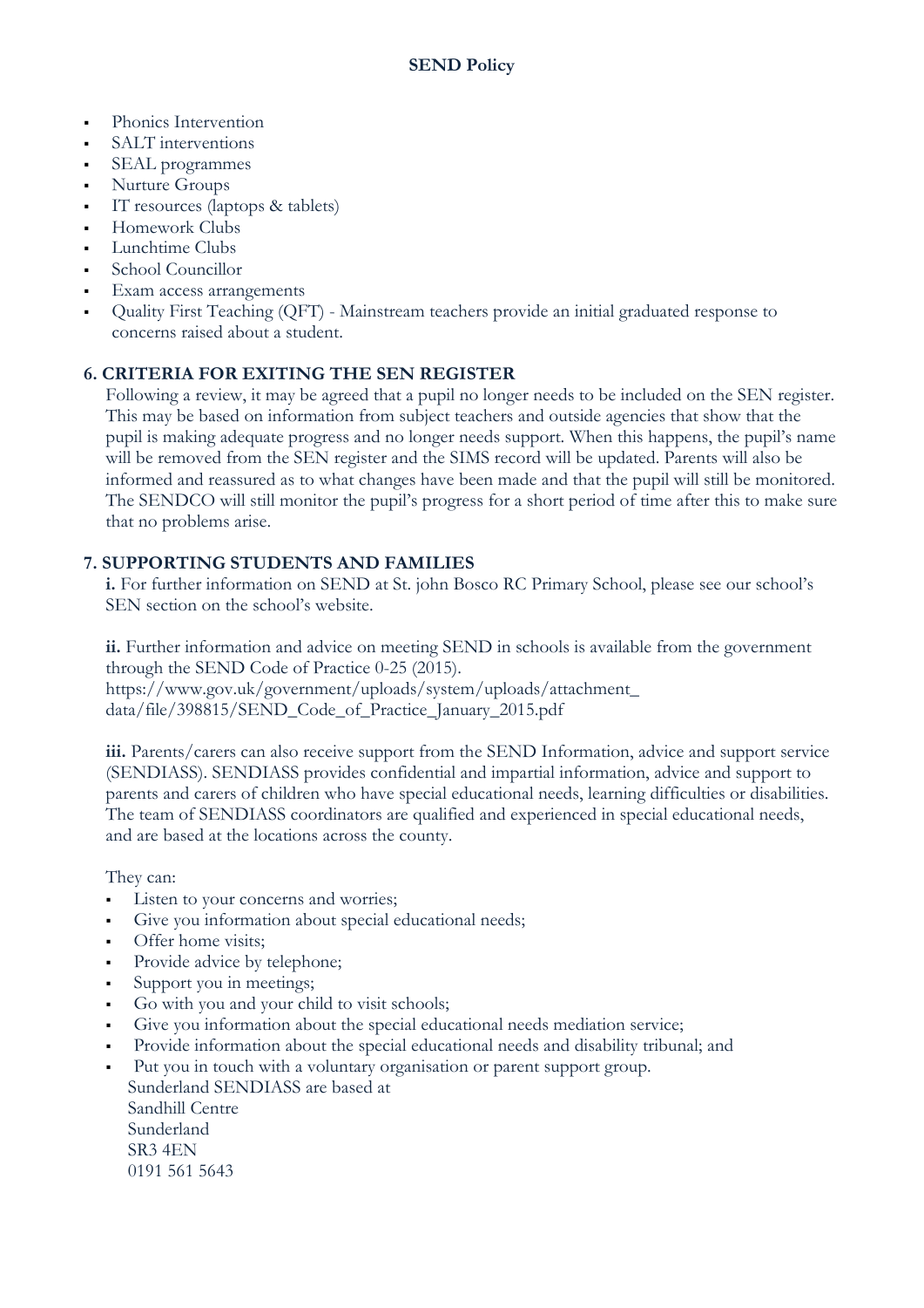- Phonics Intervention
- SALT interventions
- SEAL programmes
- Nurture Groups
- IT resources (laptops & tablets)
- Homework Clubs
- Lunchtime Clubs
- School Councillor
- Exam access arrangements
- Quality First Teaching (QFT) - Mainstream teachers provide an initial graduated response to concerns raised about a student.

## 6. CRITERIA FOR EXITING THE SEN REGISTER

Following a review, it may be agreed that a pupil no longer needs to be included on the SEN register. This may be based on information from subject teachers and outside agencies that show that the pupil is making adequate progress and no longer needs support. When this happens, the pupil's name will be removed from the SEN register and the SIMS record will be updated. Parents will also be informed and reassured as to what changes have been made and that the pupil will still be monitored. The SENDCO will still monitor the pupil's progress for a short period of time after this to make sure that no problems arise.

## 7. SUPPORTING STUDENTS AND FAMILIES

**i.** For further information on SEND at St. john Bosco RC Primary School, please see our school's SEN section on the school's website.

**ii.** Further information and advice on meeting SEND in schools is available from the government through the SEND Code of Practice 0-25 (2015).
https://www.gov.uk/government/uploads/system/uploads/attachment_data/file/398815/SEND_Code_of_Practice_January_2015.pdf

**iii.** Parents/carers can also receive support from the SEND Information, advice and support service (SENDIASS). SENDIASS provides confidential and impartial information, advice and support to parents and carers of children who have special educational needs, learning difficulties or disabilities. The team of SENDIASS coordinators are qualified and experienced in special educational needs, and are based at the locations across the county.

They can:

- Listen to your concerns and worries;
- Give you information about special educational needs;
- Offer home visits;
- Provide advice by telephone;
- Support you in meetings;
- Go with you and your child to visit schools;
- Give you information about the special educational needs mediation service;
- Provide information about the special educational needs and disability tribunal; and
- Put you in touch with a voluntary organisation or parent support group.

Sunderland SENDIASS are based at
Sandhill Centre
Sunderland
SR3 4EN
0191 561 5643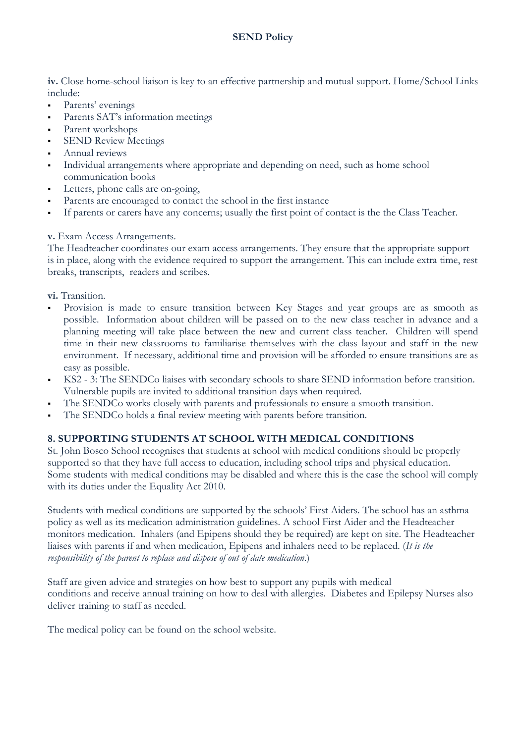**iv.** Close home-school liaison is key to an effective partnership and mutual support. Home/School Links include:

- Parents' evenings
- Parents SAT's information meetings
- Parent workshops
- SEND Review Meetings
- Annual reviews
- Individual arrangements where appropriate and depending on need, such as home school communication books
- Letters, phone calls are on-going,
- Parents are encouraged to contact the school in the first instance
- If parents or carers have any concerns; usually the first point of contact is the the Class Teacher.

**v.** Exam Access Arrangements.

The Headteacher coordinates our exam access arrangements. They ensure that the appropriate support is in place, along with the evidence required to support the arrangement. This can include extra time, rest breaks, transcripts, readers and scribes.

**vi.** Transition.

- Provision is made to ensure transition between Key Stages and year groups are as smooth as possible. Information about children will be passed on to the new class teacher in advance and a planning meeting will take place between the new and current class teacher. Children will spend time in their new classrooms to familiarise themselves with the class layout and staff in the new environment. If necessary, additional time and provision will be afforded to ensure transitions are as easy as possible.
- KS2 - 3: The SENDCo liaises with secondary schools to share SEND information before transition. Vulnerable pupils are invited to additional transition days when required.
- The SENDCo works closely with parents and professionals to ensure a smooth transition.
- The SENDCo holds a final review meeting with parents before transition.

## 8. SUPPORTING STUDENTS AT SCHOOL WITH MEDICAL CONDITIONS

St. John Bosco School recognises that students at school with medical conditions should be properly supported so that they have full access to education, including school trips and physical education. Some students with medical conditions may be disabled and where this is the case the school will comply with its duties under the Equality Act 2010.

Students with medical conditions are supported by the schools' First Aiders. The school has an asthma policy as well as its medication administration guidelines. A school First Aider and the Headteacher monitors medication. Inhalers (and Epipens should they be required) are kept on site. The Headteacher liaises with parents if and when medication, Epipens and inhalers need to be replaced. (*It is the responsibility of the parent to replace and dispose of out of date medication*.)

Staff are given advice and strategies on how best to support any pupils with medical conditions and receive annual training on how to deal with allergies. Diabetes and Epilepsy Nurses also deliver training to staff as needed.

The medical policy can be found on the school website.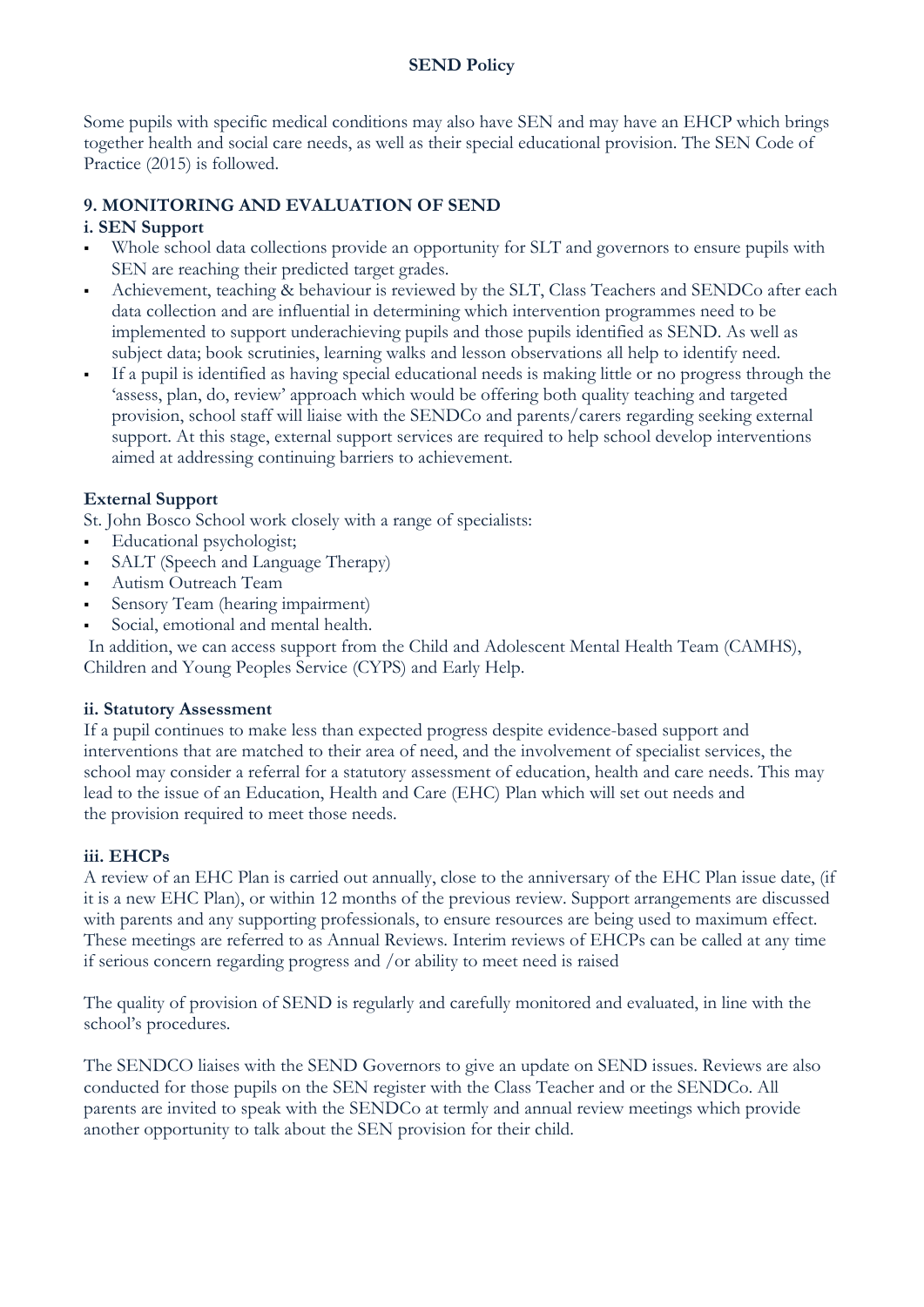Some pupils with specific medical conditions may also have SEN and may have an EHCP which brings together health and social care needs, as well as their special educational provision. The SEN Code of Practice (2015) is followed.

## 9. MONITORING AND EVALUATION OF SEND

### i. SEN Support

- Whole school data collections provide an opportunity for SLT and governors to ensure pupils with SEN are reaching their predicted target grades.
- Achievement, teaching & behaviour is reviewed by the SLT, Class Teachers and SENDCo after each data collection and are influential in determining which intervention programmes need to be implemented to support underachieving pupils and those pupils identified as SEND. As well as subject data; book scrutinies, learning walks and lesson observations all help to identify need.
- If a pupil is identified as having special educational needs is making little or no progress through the 'assess, plan, do, review' approach which would be offering both quality teaching and targeted provision, school staff will liaise with the SENDCo and parents/carers regarding seeking external support. At this stage, external support services are required to help school develop interventions aimed at addressing continuing barriers to achievement.

**External Support**

St. John Bosco School work closely with a range of specialists:

- Educational psychologist;
- SALT (Speech and Language Therapy)
- Autism Outreach Team
- Sensory Team (hearing impairment)
- Social, emotional and mental health.

In addition, we can access support from the Child and Adolescent Mental Health Team (CAMHS), Children and Young Peoples Service (CYPS) and Early Help.

### ii. Statutory Assessment

If a pupil continues to make less than expected progress despite evidence-based support and interventions that are matched to their area of need, and the involvement of specialist services, the school may consider a referral for a statutory assessment of education, health and care needs. This may lead to the issue of an Education, Health and Care (EHC) Plan which will set out needs and the provision required to meet those needs.

### iii. EHCPs

A review of an EHC Plan is carried out annually, close to the anniversary of the EHC Plan issue date, (if it is a new EHC Plan), or within 12 months of the previous review. Support arrangements are discussed with parents and any supporting professionals, to ensure resources are being used to maximum effect. These meetings are referred to as Annual Reviews. Interim reviews of EHCPs can be called at any time if serious concern regarding progress and /or ability to meet need is raised

The quality of provision of SEND is regularly and carefully monitored and evaluated, in line with the school's procedures.

The SENDCO liaises with the SEND Governors to give an update on SEND issues. Reviews are also conducted for those pupils on the SEN register with the Class Teacher and or the SENDCo. All parents are invited to speak with the SENDCo at termly and annual review meetings which provide another opportunity to talk about the SEN provision for their child.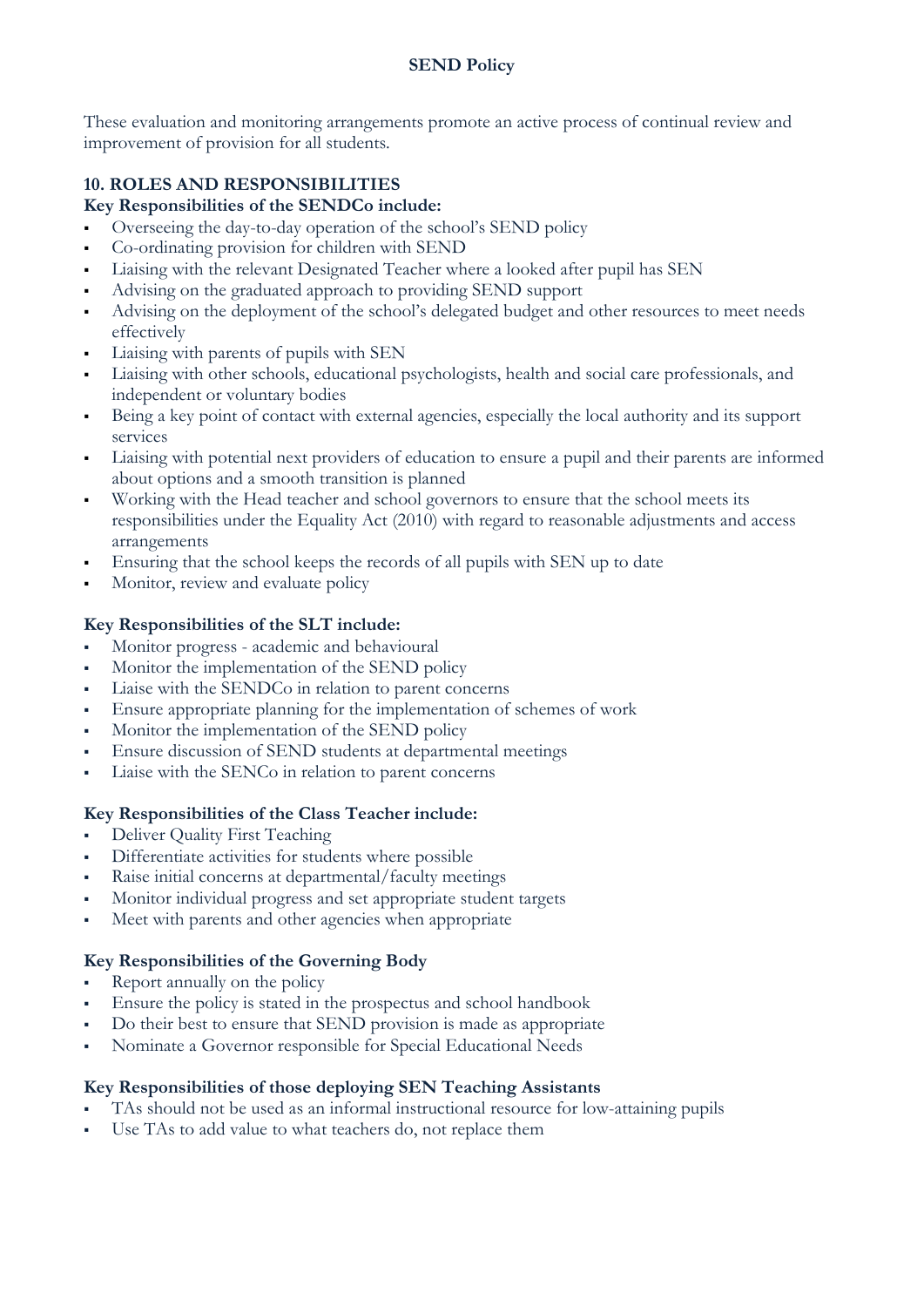These evaluation and monitoring arrangements promote an active process of continual review and improvement of provision for all students.

## 10. ROLES AND RESPONSIBILITIES

**Key Responsibilities of the SENDCo include:**

- Overseeing the day-to-day operation of the school's SEND policy
- Co-ordinating provision for children with SEND
- Liaising with the relevant Designated Teacher where a looked after pupil has SEN
- Advising on the graduated approach to providing SEND support
- Advising on the deployment of the school's delegated budget and other resources to meet needs effectively
- Liaising with parents of pupils with SEN
- Liaising with other schools, educational psychologists, health and social care professionals, and independent or voluntary bodies
- Being a key point of contact with external agencies, especially the local authority and its support services
- Liaising with potential next providers of education to ensure a pupil and their parents are informed about options and a smooth transition is planned
- Working with the Head teacher and school governors to ensure that the school meets its responsibilities under the Equality Act (2010) with regard to reasonable adjustments and access arrangements
- Ensuring that the school keeps the records of all pupils with SEN up to date
- Monitor, review and evaluate policy

**Key Responsibilities of the SLT include:**

- Monitor progress - academic and behavioural
- Monitor the implementation of the SEND policy
- Liaise with the SENDCo in relation to parent concerns
- Ensure appropriate planning for the implementation of schemes of work
- Monitor the implementation of the SEND policy
- Ensure discussion of SEND students at departmental meetings
- Liaise with the SENCo in relation to parent concerns

**Key Responsibilities of the Class Teacher include:**

- Deliver Quality First Teaching
- Differentiate activities for students where possible
- Raise initial concerns at departmental/faculty meetings
- Monitor individual progress and set appropriate student targets
- Meet with parents and other agencies when appropriate

**Key Responsibilities of the Governing Body**

- Report annually on the policy
- Ensure the policy is stated in the prospectus and school handbook
- Do their best to ensure that SEND provision is made as appropriate
- Nominate a Governor responsible for Special Educational Needs

**Key Responsibilities of those deploying SEN Teaching Assistants**

- TAs should not be used as an informal instructional resource for low-attaining pupils
- Use TAs to add value to what teachers do, not replace them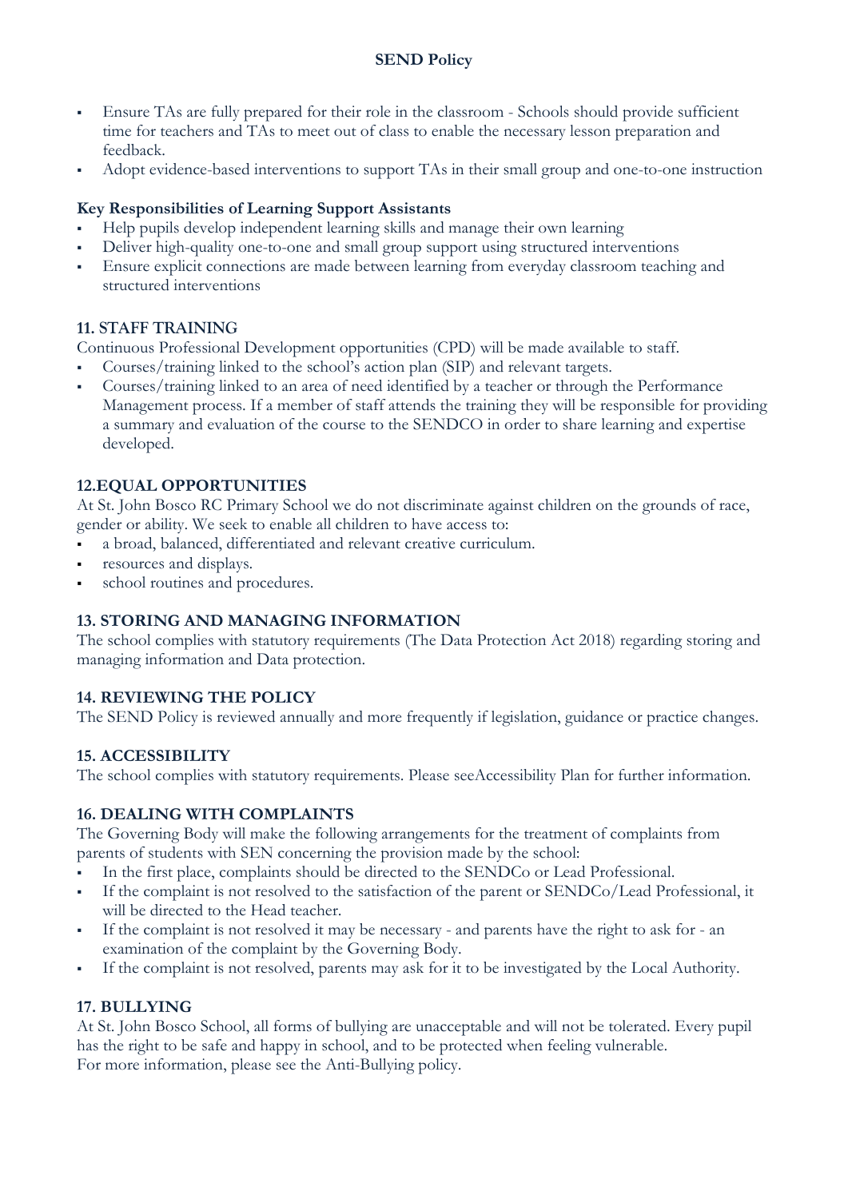- Ensure TAs are fully prepared for their role in the classroom - Schools should provide sufficient time for teachers and TAs to meet out of class to enable the necessary lesson preparation and feedback.
- Adopt evidence-based interventions to support TAs in their small group and one-to-one instruction

**Key Responsibilities of Learning Support Assistants**

- Help pupils develop independent learning skills and manage their own learning
- Deliver high-quality one-to-one and small group support using structured interventions
- Ensure explicit connections are made between learning from everyday classroom teaching and structured interventions

## 11. STAFF TRAINING

Continuous Professional Development opportunities (CPD) will be made available to staff.

- Courses/training linked to the school's action plan (SIP) and relevant targets.
- Courses/training linked to an area of need identified by a teacher or through the Performance Management process. If a member of staff attends the training they will be responsible for providing a summary and evaluation of the course to the SENDCO in order to share learning and expertise developed.

## 12.EQUAL OPPORTUNITIES

At St. John Bosco RC Primary School we do not discriminate against children on the grounds of race, gender or ability. We seek to enable all children to have access to:

- a broad, balanced, differentiated and relevant creative curriculum.
- resources and displays.
- school routines and procedures.

## 13. STORING AND MANAGING INFORMATION

The school complies with statutory requirements (The Data Protection Act 2018) regarding storing and managing information and Data protection.

## 14. REVIEWING THE POLICY

The SEND Policy is reviewed annually and more frequently if legislation, guidance or practice changes.

## 15. ACCESSIBILITY

The school complies with statutory requirements. Please seeAccessibility Plan for further information.

## 16. DEALING WITH COMPLAINTS

The Governing Body will make the following arrangements for the treatment of complaints from parents of students with SEN concerning the provision made by the school:

- In the first place, complaints should be directed to the SENDCo or Lead Professional.
- If the complaint is not resolved to the satisfaction of the parent or SENDCo/Lead Professional, it will be directed to the Head teacher.
- If the complaint is not resolved it may be necessary - and parents have the right to ask for - an examination of the complaint by the Governing Body.
- If the complaint is not resolved, parents may ask for it to be investigated by the Local Authority.

## 17. BULLYING

At St. John Bosco School, all forms of bullying are unacceptable and will not be tolerated. Every pupil has the right to be safe and happy in school, and to be protected when feeling vulnerable.
For more information, please see the Anti-Bullying policy.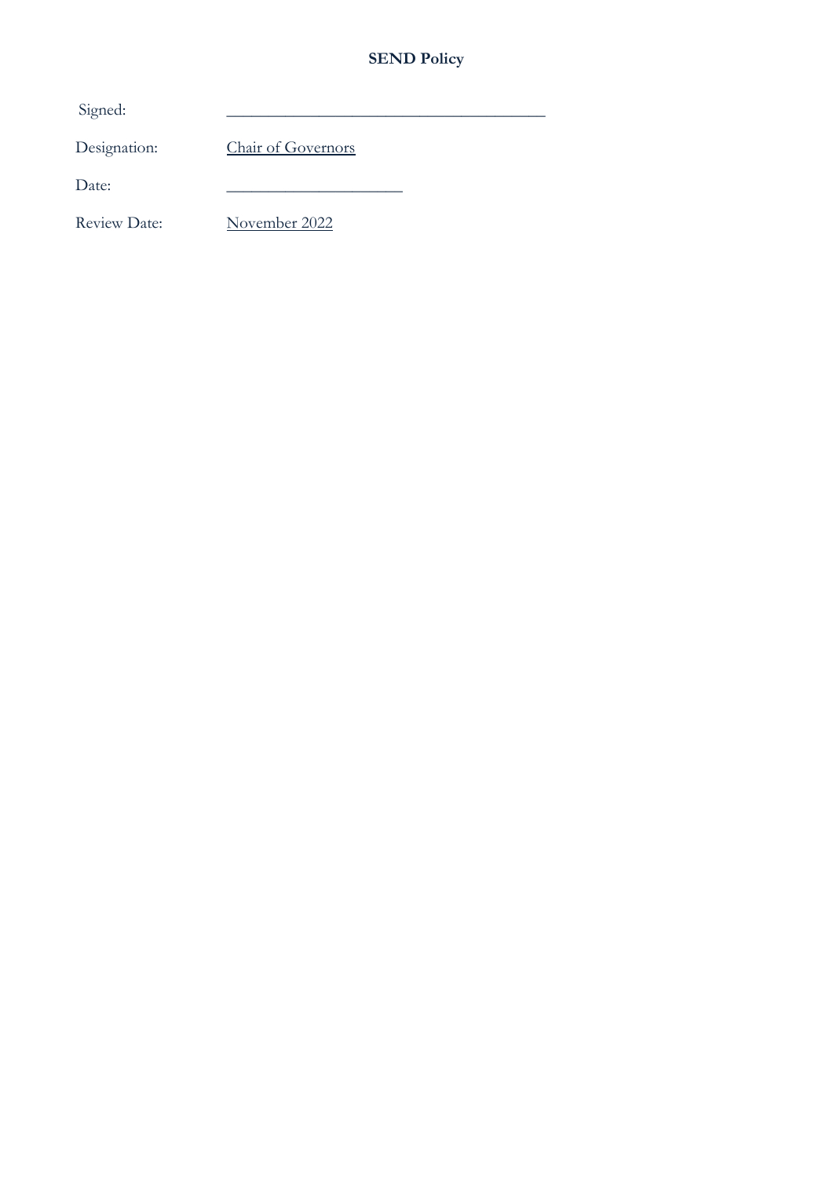**SEND Policy**

| | |
|---|---|
| Signed: | ______________________________________ |
| Designation: | Chair of Governors |
| Date: | _____________________ |
| Review Date: | November 2022 |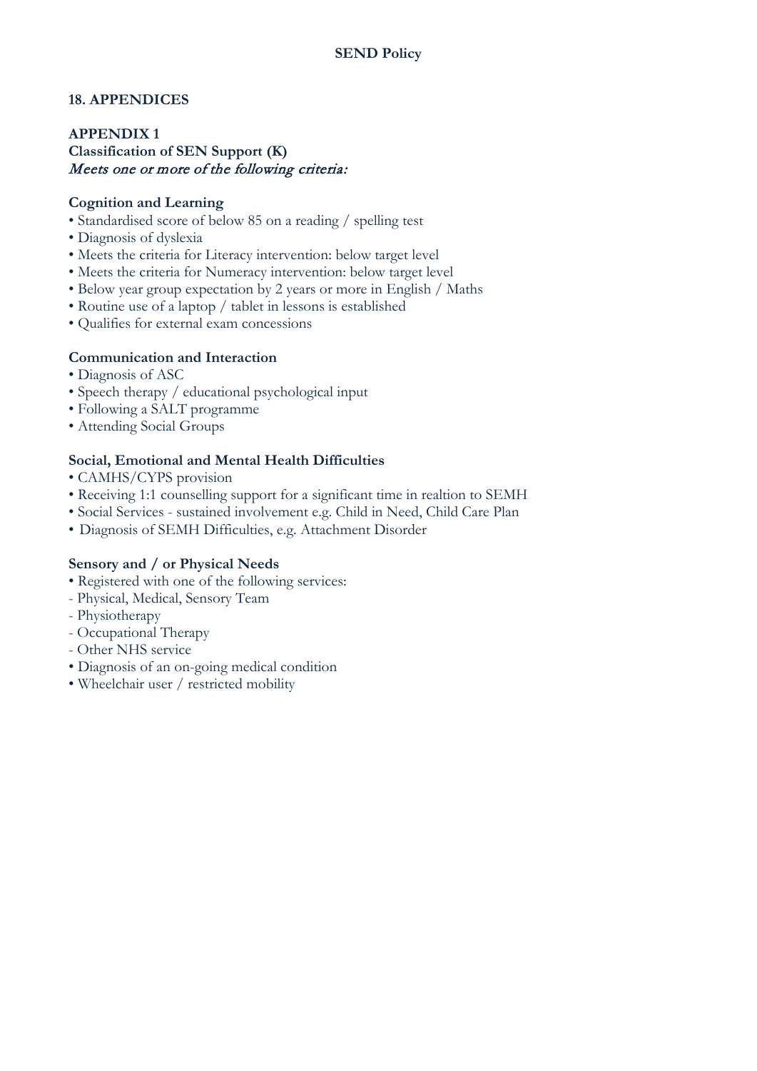## 18. APPENDICES

### APPENDIX 1

**Classification of SEN Support (K)**

*Meets one or more of the following criteria:*

**Cognition and Learning**

- Standardised score of below 85 on a reading / spelling test
- Diagnosis of dyslexia
- Meets the criteria for Literacy intervention: below target level
- Meets the criteria for Numeracy intervention: below target level
- Below year group expectation by 2 years or more in English / Maths
- Routine use of a laptop / tablet in lessons is established
- Qualifies for external exam concessions

**Communication and Interaction**

- Diagnosis of ASC
- Speech therapy / educational psychological input
- Following a SALT programme
- Attending Social Groups

**Social, Emotional and Mental Health Difficulties**

- CAMHS/CYPS provision
- Receiving 1:1 counselling support for a significant time in realtion to SEMH
- Social Services - sustained involvement e.g. Child in Need, Child Care Plan
- Diagnosis of SEMH Difficulties, e.g. Attachment Disorder

**Sensory and / or Physical Needs**

- Registered with one of the following services:
  - Physical, Medical, Sensory Team
  - Physiotherapy
  - Occupational Therapy
  - Other NHS service
- Diagnosis of an on-going medical condition
- Wheelchair user / restricted mobility